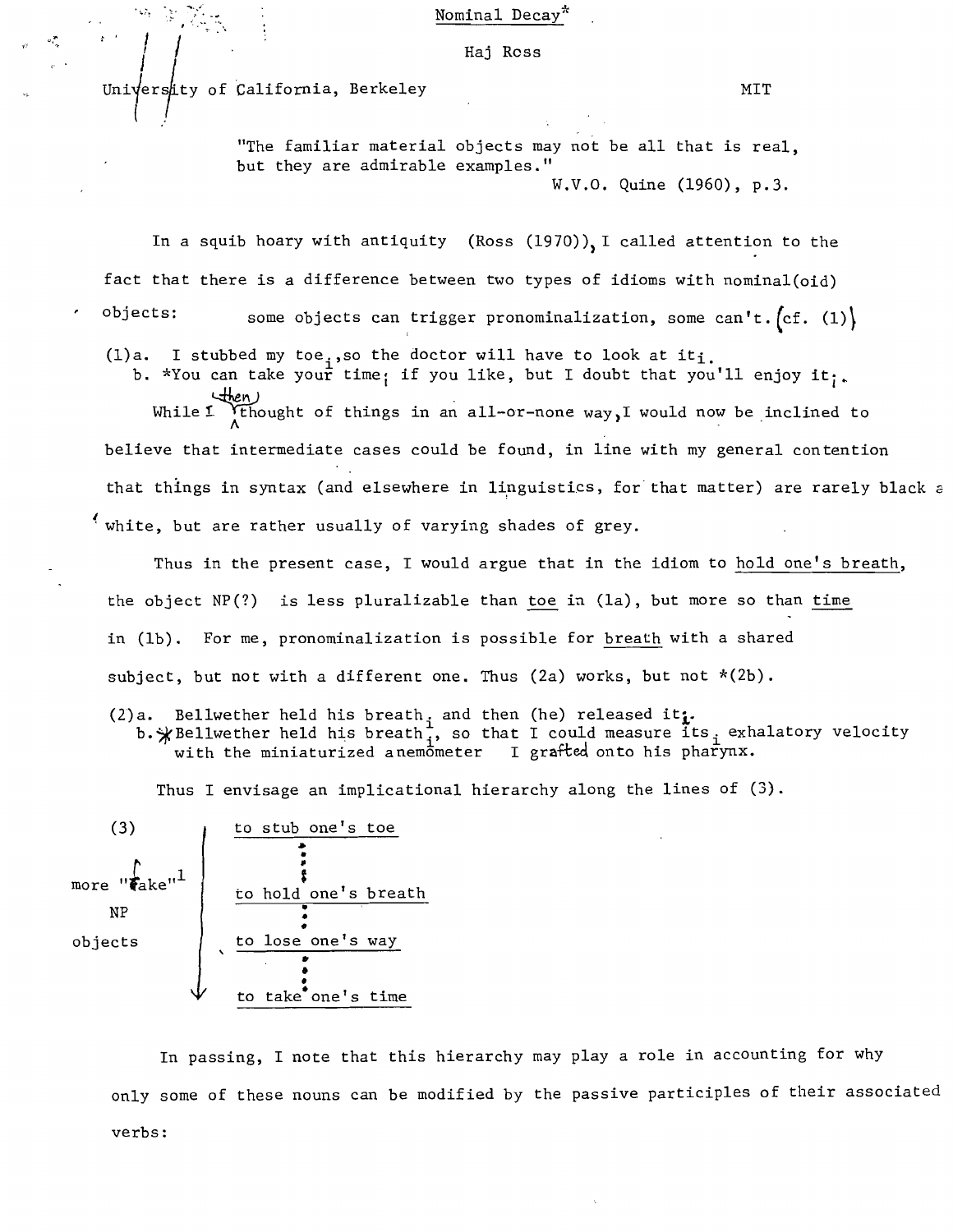# Nominal Decay*

Haj Ross

University of California, Berkeley — MIT

> "The familiar material objects may not be all that is real, but they are admirable examples."
>
> W.V.O. Quine (1960), p.3.

In a squib hoary with antiquity (Ross (1970)), I called attention to the fact that there is a difference between two types of idioms with nominal(oid) objects: some objects can trigger pronominalization, some can't. (cf. (1))

(1) a. I stubbed my $toe_i$, so the doctor will have to look at $it_i$.
 b. *You can take your $time_i$ if you like, but I doubt that you'll enjoy $it_i$.

While I then thought of things in an all-or-none way, I would now be inclined to believe that intermediate cases could be found, in line with my general contention that things in syntax (and elsewhere in linguistics, for that matter) are rarely black and white, but are rather usually of varying shades of grey.

Thus in the present case, I would argue that in the idiom to <u>hold one's breath</u>, the object NP(?) is less pluralizable than <u>toe</u> in (1a), but more so than <u>time</u> in (1b). For me, pronominalization is possible for <u>breath</u> with a shared subject, but not with a different one. Thus (2a) works, but not *(2b).

(2) a. Bellwether held his $breath_i$ and then (he) released $it_i$.
 b. *Bellwether held his $breath_i$, so that I could measure $its_i$ exhalatory velocity with the miniaturized anemometer I grafted onto his pharynx.

Thus I envisage an implicational hierarchy along the lines of (3).

(3) more "fake"[1] NP objects (↓)

- <u>to stub one's toe</u>
- <u>to hold one's breath</u>
- <u>to lose one's way</u>
- <u>to take one's time</u>

In passing, I note that this hierarchy may play a role in accounting for why only some of these nouns can be modified by the passive participles of their associated verbs: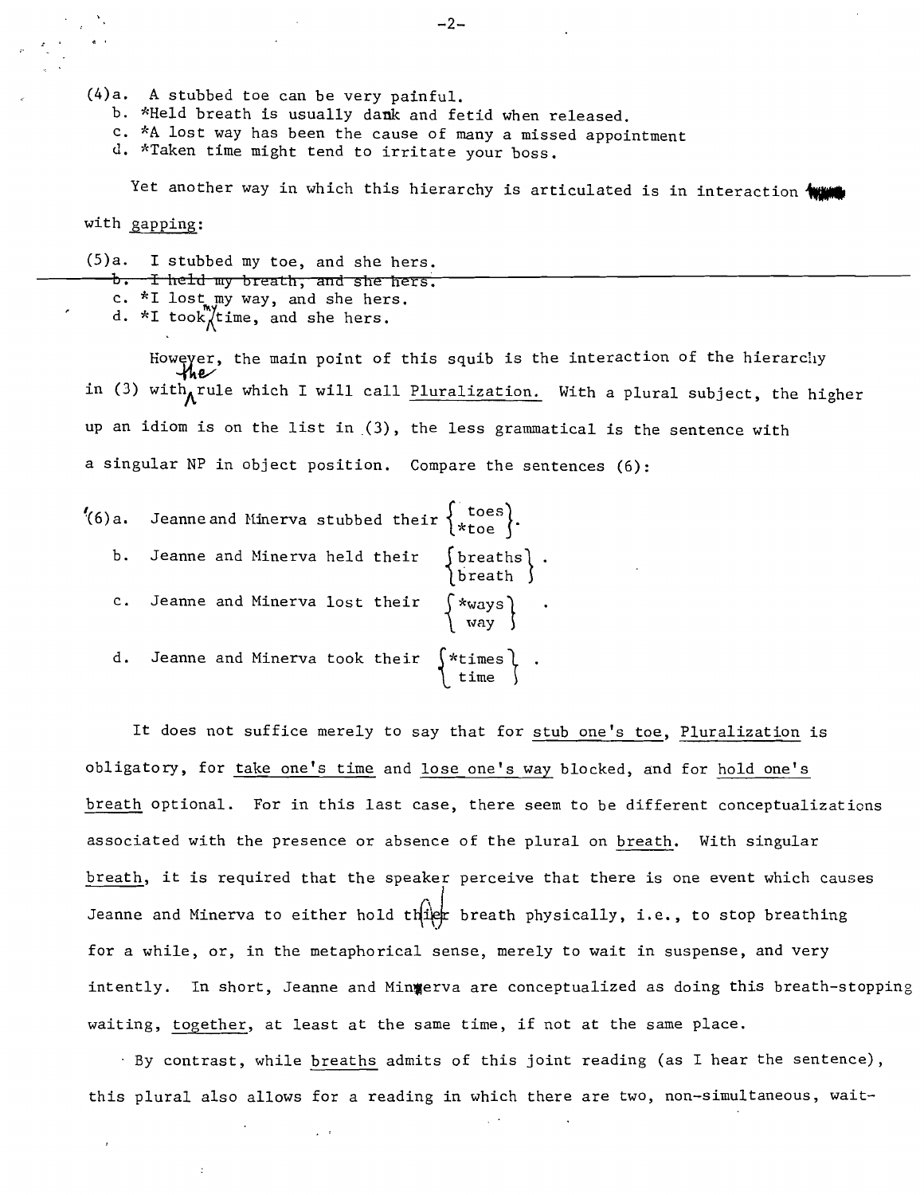(4)a. A stubbed toe can be very painful.
   b. *Held breath is usually dank and fetid when released.
   c. *A lost way has been the cause of many a missed appointment
   d. *Taken time might tend to irritate your boss.

Yet another way in which this hierarchy is articulated is in interaction with gapping:

(5)a. I stubbed my toe, and she hers.
   b. ~~I held my breath, and she hers.~~
   c. *I lost my way, and she hers.
   d. *I took my time, and she hers.

However, the main point of this squib is the interaction of the hierarchy in (3) with the rule which I will call Pluralization. With a plural subject, the higher up an idiom is on the list in (3), the less grammatical is the sentence with a singular NP in object position. Compare the sentences (6):

(6)a. Jeanne and Minerva stubbed their {toes / *toe}.
   b. Jeanne and Minerva held their {breaths / breath}.
   c. Jeanne and Minerva lost their {*ways / way}.
   d. Jeanne and Minerva took their {*times / time}.

It does not suffice merely to say that for stub one's toe, Pluralization is obligatory, for take one's time and lose one's way blocked, and for hold one's breath optional. For in this last case, there seem to be different conceptualizations associated with the presence or absence of the plural on breath. With singular breath, it is required that the speaker perceive that there is one event which causes Jeanne and Minerva to either hold their breath physically, i.e., to stop breathing for a while, or, in the metaphorical sense, merely to wait in suspense, and very intently. In short, Jeanne and Minerva are conceptualized as doing this breath-stopping waiting, together, at least at the same time, if not at the same place.

By contrast, while breaths admits of this joint reading (as I hear the sentence), this plural also allows for a reading in which there are two, non-simultaneous, wait-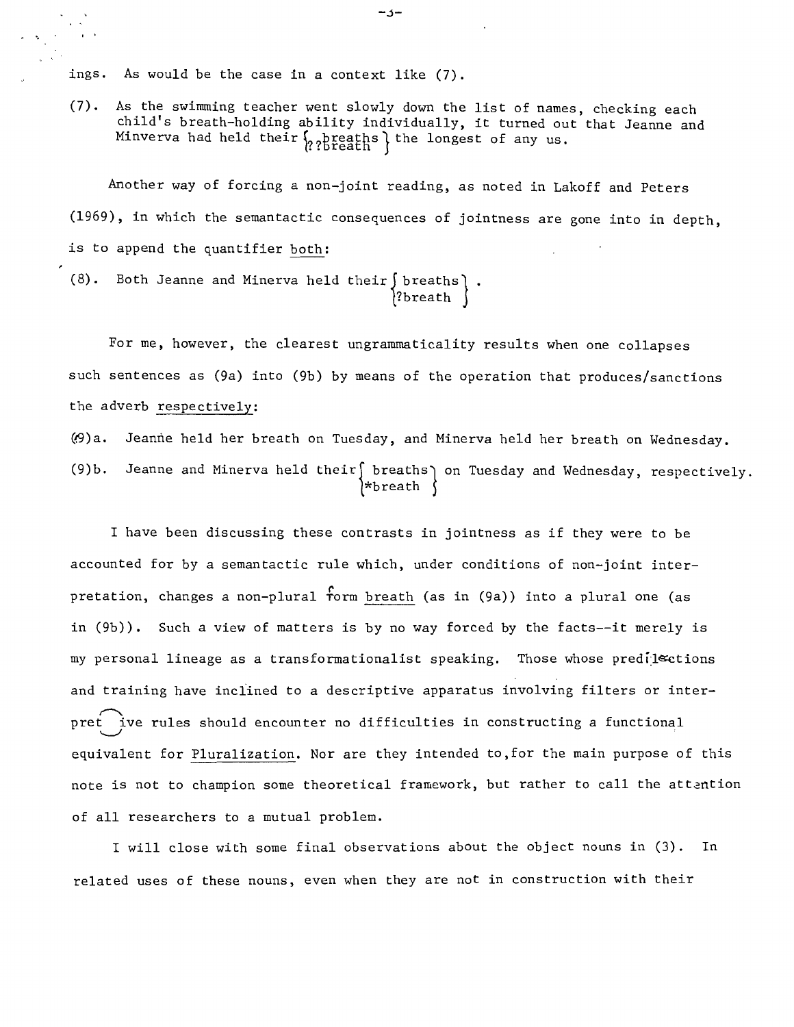ings. As would be the case in a context like (7).

(7). As the swimming teacher went slowly down the list of names, checking each child's breath-holding ability individually, it turned out that Jeanne and Minverva had held their {breaths / ??breath} the longest of any us.

Another way of forcing a non-joint reading, as noted in Lakoff and Peters (1969), in which the semantactic consequences of jointness are gone into in depth, is to append the quantifier <u>both</u>:

(8). Both Jeanne and Minerva held their {breaths / ?breath}.

For me, however, the clearest ungrammaticality results when one collapses such sentences as (9a) into (9b) by means of the operation that produces/sanctions the adverb <u>respectively</u>:

(9)a. Jeanne held her breath on Tuesday, and Minerva held her breath on Wednesday.

(9)b. Jeanne and Minerva held their {breaths / *breath} on Tuesday and Wednesday, respectively.

I have been discussing these contrasts in jointness as if they were to be accounted for by a semantactic rule which, under conditions of non-joint interpretation, changes a non-plural form <u>breath</u> (as in (9a)) into a plural one (as in (9b)). Such a view of matters is by no way forced by the facts--it merely is my personal lineage as a transformationalist speaking. Those whose predilections and training have inclined to a descriptive apparatus involving filters or interpretive rules should encounter no difficulties in constructing a functional equivalent for <u>Pluralization</u>. Nor are they intended to, for the main purpose of this note is not to champion some theoretical framework, but rather to call the attention of all researchers to a mutual problem.

I will close with some final observations about the object nouns in (3). In related uses of these nouns, even when they are not in construction with their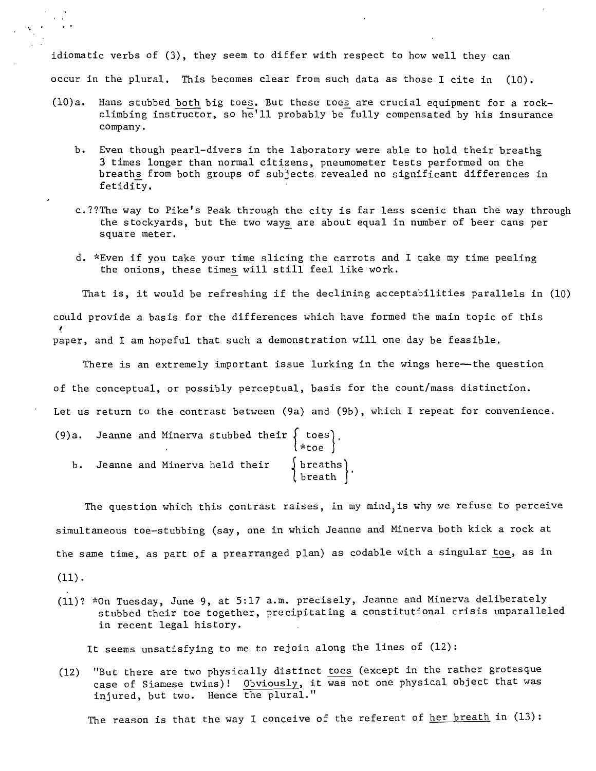idiomatic verbs of (3), they seem to differ with respect to how well they can occur in the plural. This becomes clear from such data as those I cite in (10).

(10)a. Hans stubbed both big toes. But these toes are crucial equipment for a rock-climbing instructor, so he'll probably be fully compensated by his insurance company.

b. Even though pearl-divers in the laboratory were able to hold their breaths 3 times longer than normal citizens, pneumometer tests performed on the breaths from both groups of subjects revealed no significant differences in fetidity.

c. ??The way to Pike's Peak through the city is far less scenic than the way through the stockyards, but the two ways are about equal in number of beer cans per square meter.

d. *Even if you take your time slicing the carrots and I take my time peeling the onions, these times will still feel like work.

That is, it would be refreshing if the declining acceptabilities parallels in (10) could provide a basis for the differences which have formed the main topic of this paper, and I am hopeful that such a demonstration will one day be feasible.

There is an extremely important issue lurking in the wings here—the question of the conceptual, or possibly perceptual, basis for the count/mass distinction. Let us return to the contrast between (9a) and (9b), which I repeat for convenience.

(9)a. Jeanne and Minerva stubbed their { toes / *toe }.

b. Jeanne and Minerva held their { breaths / breath }.

The question which this contrast raises, in my mind, is why we refuse to perceive simultaneous toe-stubbing (say, one in which Jeanne and Minerva both kick a rock at the same time, as part of a prearranged plan) as codable with a singular toe, as in (11).

(11)? *On Tuesday, June 9, at 5:17 a.m. precisely, Jeanne and Minerva deliberately stubbed their toe together, precipitating a constitutional crisis unparalleled in recent legal history.

It seems unsatisfying to me to rejoin along the lines of (12):

(12) "But there are two physically distinct toes (except in the rather grotesque case of Siamese twins)! Obviously, it was not one physical object that was injured, but two. Hence the plural."

The reason is that the way I conceive of the referent of her breath in (13):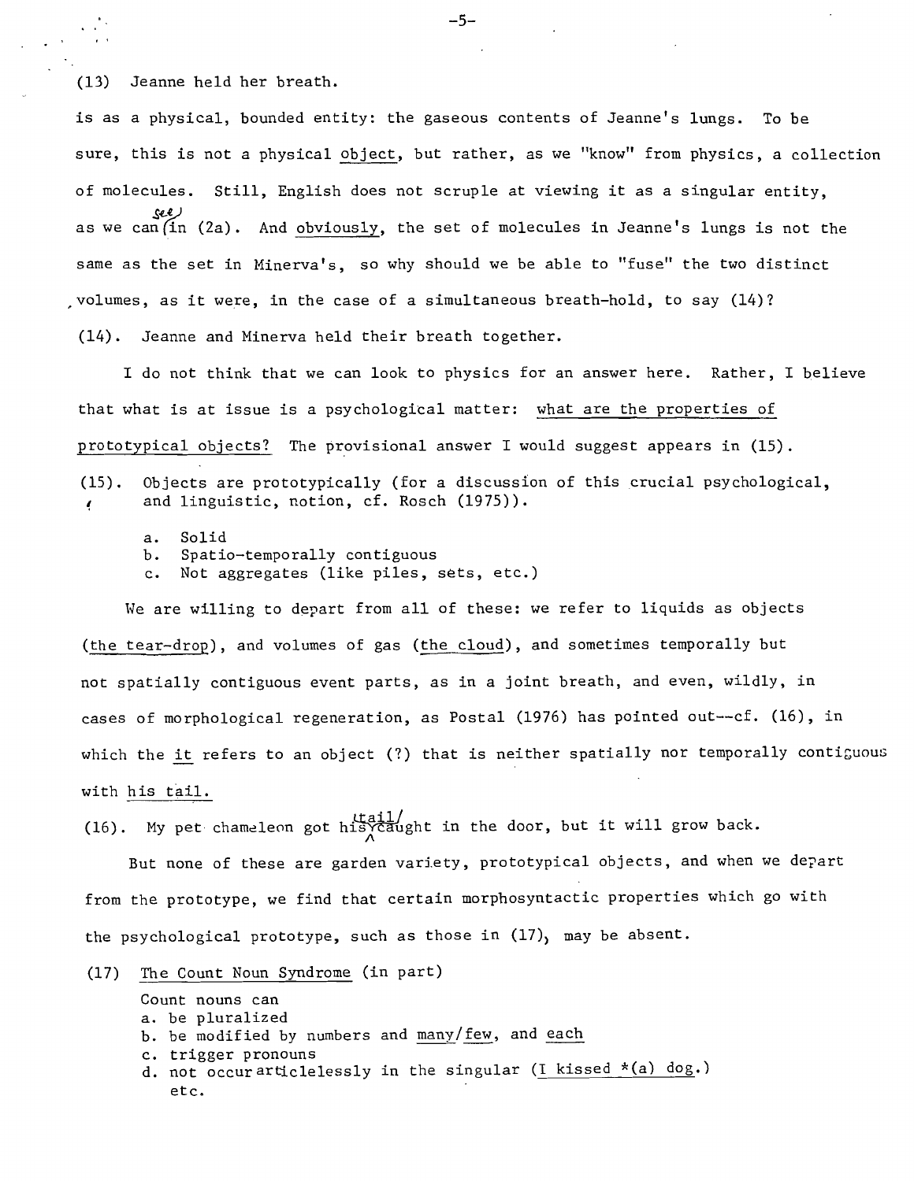(13) Jeanne held her breath.

is as a physical, bounded entity: the gaseous contents of Jeanne's lungs. To be sure, this is not a physical object, but rather, as we "know" from physics, a collection of molecules. Still, English does not scruple at viewing it as a singular entity, as we can see in (2a). And obviously, the set of molecules in Jeanne's lungs is not the same as the set in Minerva's, so why should we be able to "fuse" the two distinct volumes, as it were, in the case of a simultaneous breath-hold, to say (14)?

(14). Jeanne and Minerva held their breath together.

I do not think that we can look to physics for an answer here. Rather, I believe that what is at issue is a psychological matter: what are the properties of prototypical objects? The provisional answer I would suggest appears in (15).

(15). Objects are prototypically (for a discussion of this crucial psychological, and linguistic, notion, cf. Rosch (1975)).

a. Solid
b. Spatio-temporally contiguous
c. Not aggregates (like piles, sets, etc.)

We are willing to depart from all of these: we refer to liquids as objects (the tear-drop), and volumes of gas (the cloud), and sometimes temporally but not spatially contiguous event parts, as in a joint breath, and even, wildly, in cases of morphological regeneration, as Postal (1976) has pointed out--cf. (16), in which the it refers to an object (?) that is neither spatially nor temporally contiguous with his tail.

(16). My pet chameleon got his tail caught in the door, but it will grow back.

But none of these are garden variety, prototypical objects, and when we depart from the prototype, we find that certain morphosyntactic properties which go with the psychological prototype, such as those in (17), may be absent.

(17) The Count Noun Syndrome (in part)

Count nouns can
a. be pluralized
b. be modified by numbers and many/few, and each
c. trigger pronouns
d. not occur articlelessly in the singular (I kissed *(a) dog.)
etc.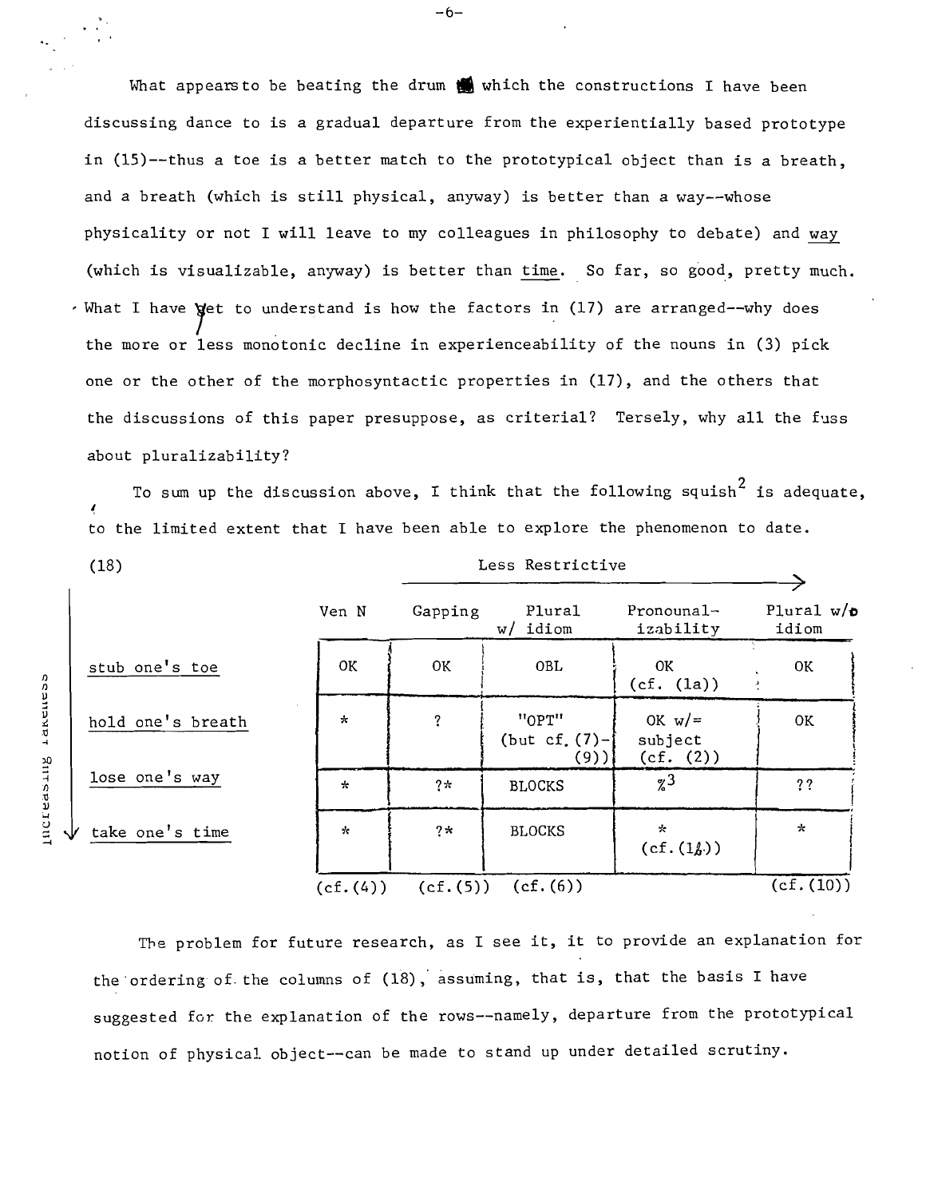What appears to be beating the drum which the constructions I have been discussing dance to is a gradual departure from the experientially based prototype in (15)--thus a toe is a better match to the prototypical object than is a breath, and a breath (which is still physical, anyway) is better than a way--whose physicality or not I will leave to my colleagues in philosophy to debate) and <u>way</u> (which is visualizable, anyway) is better than <u>time</u>. So far, so good, pretty much. What I have yet to understand is how the factors in (17) are arranged--why does the more or less monotonic decline in experienceability of the nouns in (3) pick one or the other of the morphosyntactic properties in (17), and the others that the discussions of this paper presuppose, as criterial? Tersely, why all the fuss about pluralizability?

To sum up the discussion above, I think that the following squish[2] is adequate, to the limited extent that I have been able to explore the phenomenon to date.

(18) Less Restrictive →

Increasing Takeness ↓

| | Ven N | Gapping | Plural w/ idiom | Pronounal-izability | Plural w/o idiom |
|---|---|---|---|---|---|
| stub one's toe | OK | OK | OBL | OK (cf. (1a)) | OK |
| hold one's breath | * | ? | "OPT" (but cf. (7)-(9)) | OK w/= subject (cf. (2)) | OK |
| lose one's way | * | ?* | BLOCKS | %3 | ?? |
| take one's time | * | ?* | BLOCKS | * (cf. (1b)) | * |
| | (cf. (4)) | (cf. (5)) | (cf. (6)) | | (cf. (10)) |

The problem for future research, as I see it, it to provide an explanation for the ordering of the columns of (18), assuming, that is, that the basis I have suggested for the explanation of the rows--namely, departure from the prototypical notion of physical object--can be made to stand up under detailed scrutiny.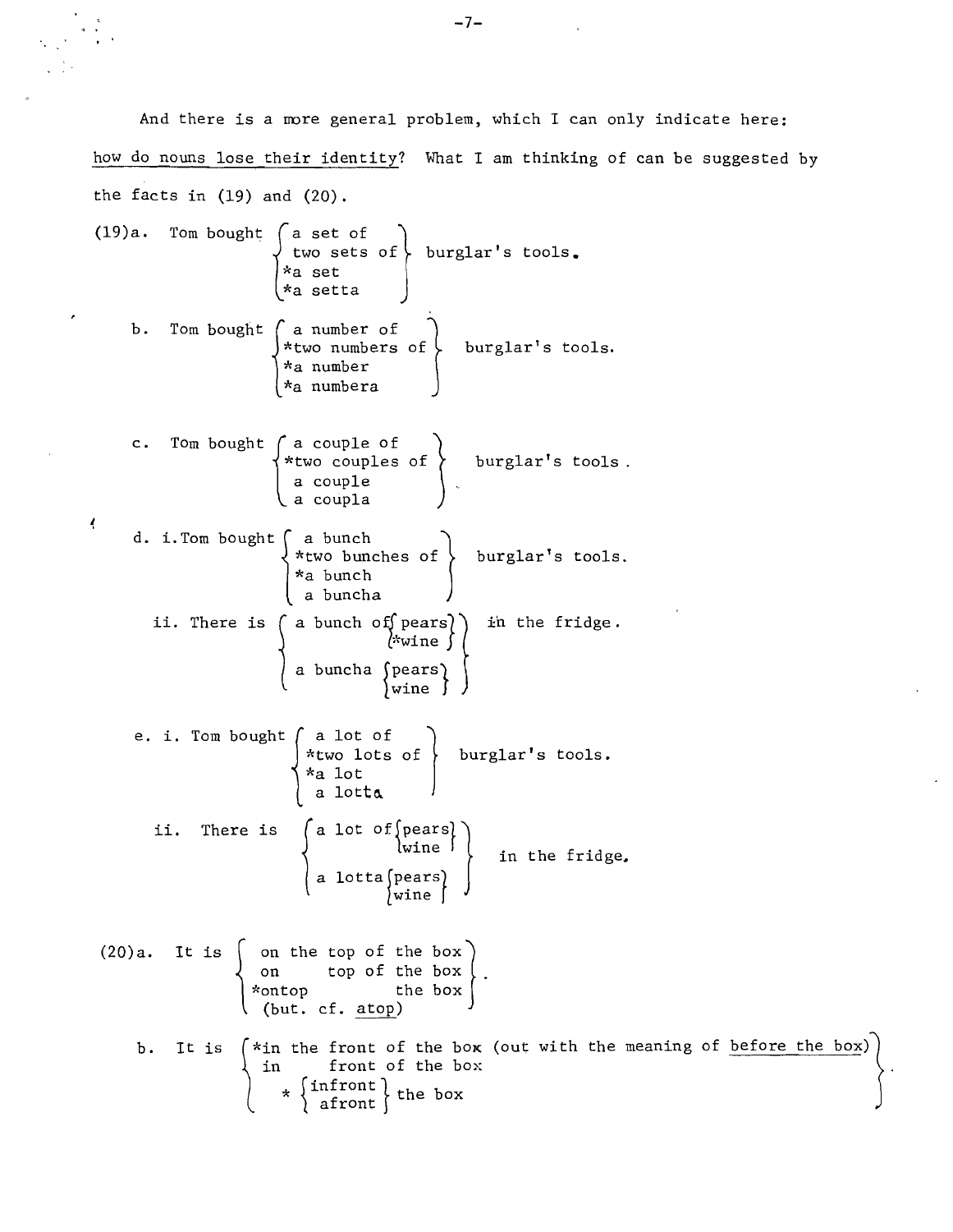And there is a more general problem, which I can only indicate here: <u>how do nouns lose their identity</u>? What I am thinking of can be suggested by the facts in (19) and (20).

(19) a. Tom bought { a set of / two sets of / *a set / *a setta } burglar's tools.

b. Tom bought { a number of / *two numbers of / *a number / *a numbera } burglar's tools.

c. Tom bought { a couple of / *two couples of / a couple / a coupla } burglar's tools.

d. i. Tom bought { a bunch / *two bunches of / *a bunch / a buncha } burglar's tools.

ii. There is { a bunch of { pears / *wine } / a buncha { pears / wine } } in the fridge.

e. i. Tom bought { a lot of / *two lots of / *a lot / a lotta } burglar's tools.

ii. There is { a lot of { pears / wine } / a lotta { pears / wine } } in the fridge.

(20) a. It is { on the top of the box / on top of the box / *ontop the box / (but. cf. <u>atop</u>) }.

b. It is { *in the front of the box (out with the meaning of <u>before the box</u>) / in front of the box / * { infront / afront } the box }.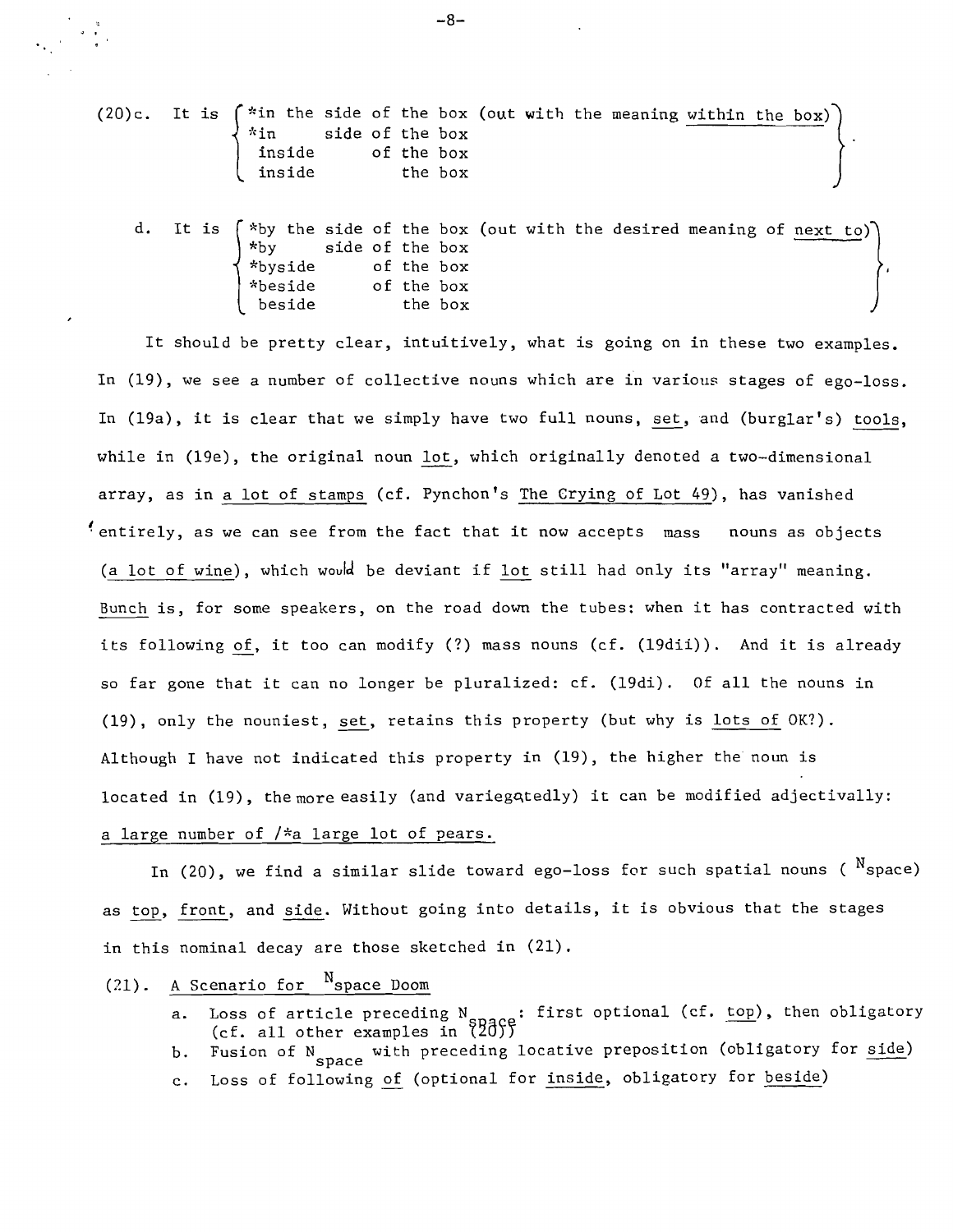(20)c. It is { *in the side of the box (out with the meaning <u>within the box</u>) / *in side of the box / inside of the box / inside the box }.

d. It is { *by the side of the box (out with the desired meaning of <u>next to</u>) / *by side of the box / *byside of the box / *beside of the box / beside the box }.

It should be pretty clear, intuitively, what is going on in these two examples. In (19), we see a number of collective nouns which are in various stages of ego-loss. In (19a), it is clear that we simply have two full nouns, <u>set</u>, and (burglar's) <u>tools</u>, while in (19e), the original noun <u>lot</u>, which originally denoted a two-dimensional array, as in <u>a lot of stamps</u> (cf. Pynchon's <u>The Crying of Lot 49</u>), has vanished entirely, as we can see from the fact that it now accepts mass nouns as objects (<u>a lot of wine</u>), which would be deviant if <u>lot</u> still had only its "array" meaning. <u>Bunch</u> is, for some speakers, on the road down the tubes: when it has contracted with its following <u>of</u>, it too can modify (?) mass nouns (cf. (19dii)). And it is already so far gone that it can no longer be pluralized: cf. (19di). Of all the nouns in (19), only the nouniest, <u>set</u>, retains this property (but why is <u>lots of</u> OK?). Although I have not indicated this property in (19), the higher the noun is located in (19), the more easily (and variegatedly) it can be modified adjectivally: <u>a large number of /*a large lot of pears.</u>

In (20), we find a similar slide toward ego-loss for such spatial nouns ( $N_{space}$) as <u>top</u>, <u>front</u>, and <u>side</u>. Without going into details, it is obvious that the stages in this nominal decay are those sketched in (21).

(21). <u>A Scenario for $N_{space}$ Doom</u>

a. Loss of article preceding $N_{space}$: first optional (cf. <u>top</u>), then obligatory (cf. all other examples in (20))
b. Fusion of $N_{space}$ with preceding locative preposition (obligatory for <u>side</u>)
c. Loss of following <u>of</u> (optional for <u>inside</u>, obligatory for <u>beside</u>)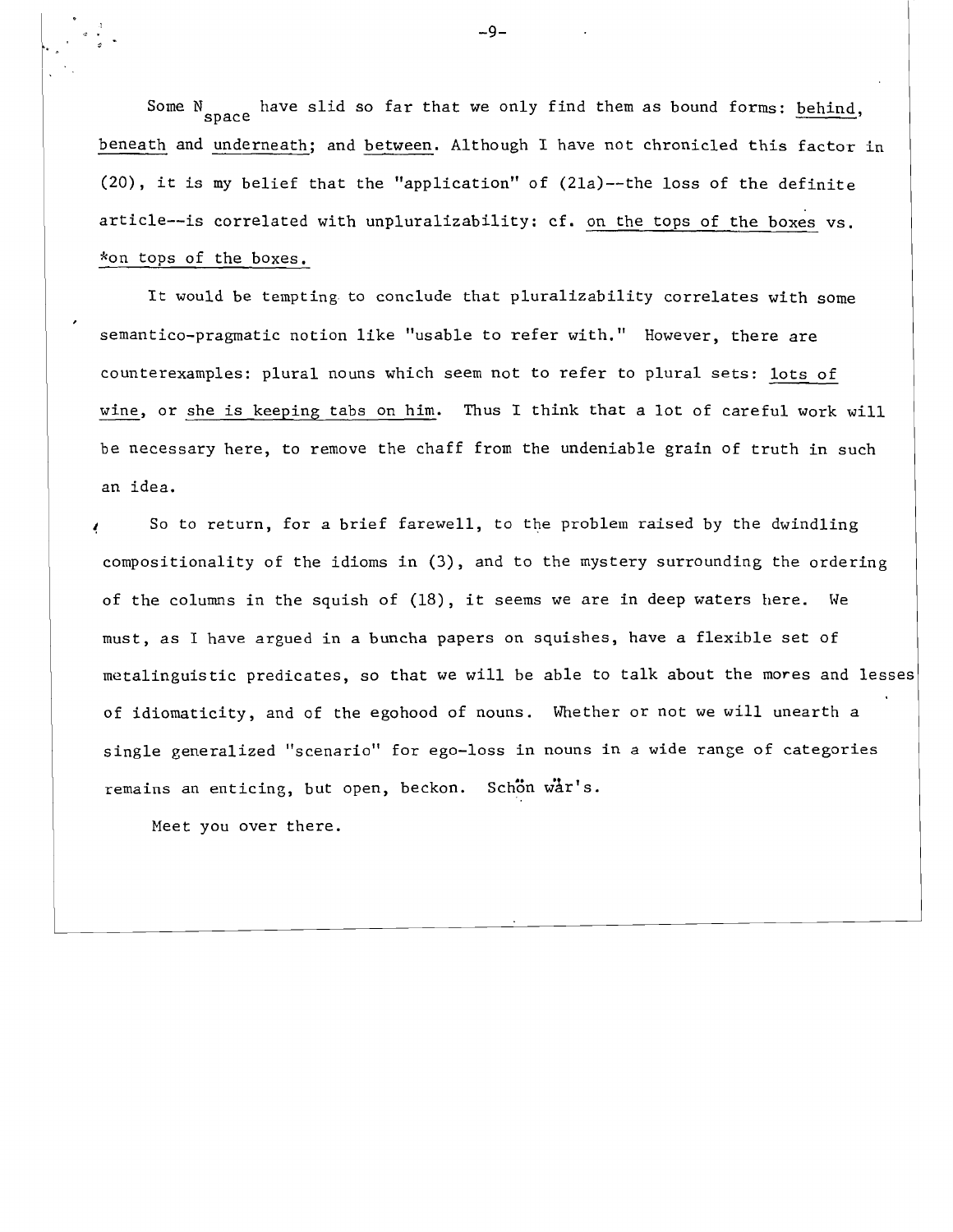Some $N_{space}$ have slid so far that we only find them as bound forms: behind, beneath and underneath; and between. Although I have not chronicled this factor in (20), it is my belief that the "application" of (21a)--the loss of the definite article--is correlated with unpluralizability: cf. on the tops of the boxes vs. *on tops of the boxes.

It would be tempting to conclude that pluralizability correlates with some semantico-pragmatic notion like "usable to refer with." However, there are counterexamples: plural nouns which seem not to refer to plural sets: lots of wine, or she is keeping tabs on him. Thus I think that a lot of careful work will be necessary here, to remove the chaff from the undeniable grain of truth in such an idea.

So to return, for a brief farewell, to the problem raised by the dwindling compositionality of the idioms in (3), and to the mystery surrounding the ordering of the columns in the squish of (18), it seems we are in deep waters here. We must, as I have argued in a buncha papers on squishes, have a flexible set of metalinguistic predicates, so that we will be able to talk about the mores and lesses of idiomaticity, and of the egohood of nouns. Whether or not we will unearth a single generalized "scenario" for ego-loss in nouns in a wide range of categories remains an enticing, but open, beckon. Schön wär's.

Meet you over there.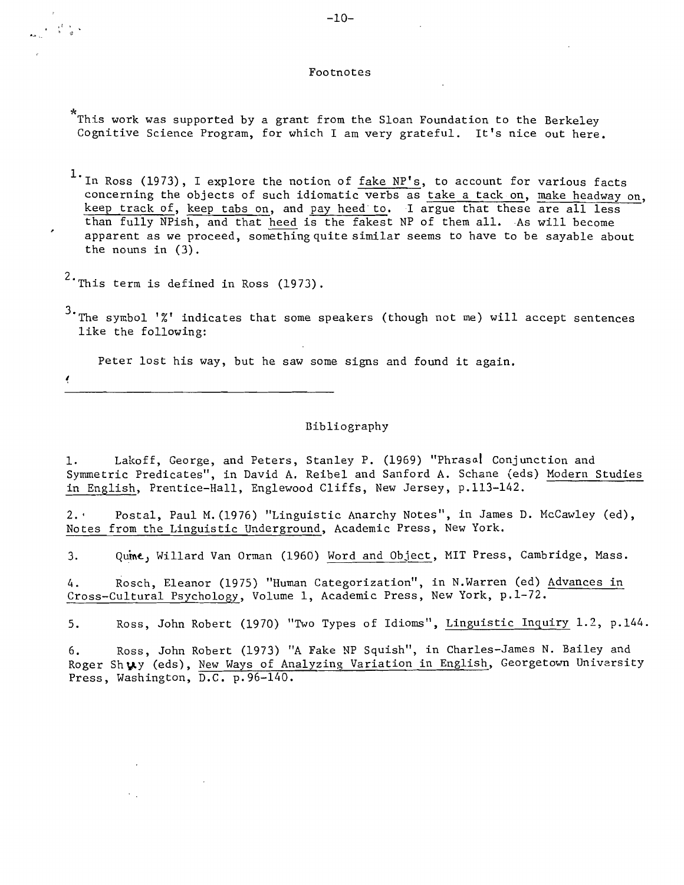## Footnotes

[*]This work was supported by a grant from the Sloan Foundation to the Berkeley Cognitive Science Program, for which I am very grateful. It's nice out here.

[1]In Ross (1973), I explore the notion of fake NP's, to account for various facts concerning the objects of such idiomatic verbs as take a tack on, make headway on, keep track of, keep tabs on, and pay heed to. I argue that these are all less than fully NPish, and that heed is the fakest NP of them all. As will become apparent as we proceed, something quite similar seems to have to be sayable about the nouns in (3).

[2]This term is defined in Ross (1973).

[3]The symbol '%' indicates that some speakers (though not me) will accept sentences like the following:

Peter lost his way, but he saw some signs and found it again.

## Bibliography

1. Lakoff, George, and Peters, Stanley P. (1969) "Phrasal Conjunction and Symmetric Predicates", in David A. Reibel and Sanford A. Schane (eds) Modern Studies in English, Prentice-Hall, Englewood Cliffs, New Jersey, p.113-142.

2. Postal, Paul M. (1976) "Linguistic Anarchy Notes", in James D. McCawley (ed), Notes from the Linguistic Underground, Academic Press, New York.

3. Quine, Willard Van Orman (1960) Word and Object, MIT Press, Cambridge, Mass.

4. Rosch, Eleanor (1975) "Human Categorization", in N.Warren (ed) Advances in Cross-Cultural Psychology, Volume 1, Academic Press, New York, p.1-72.

5. Ross, John Robert (1970) "Two Types of Idioms", Linguistic Inquiry 1.2, p.144.

6. Ross, John Robert (1973) "A Fake NP Squish", in Charles-James N. Bailey and Roger Shuy (eds), New Ways of Analyzing Variation in English, Georgetown University Press, Washington, D.C. p.96-140.